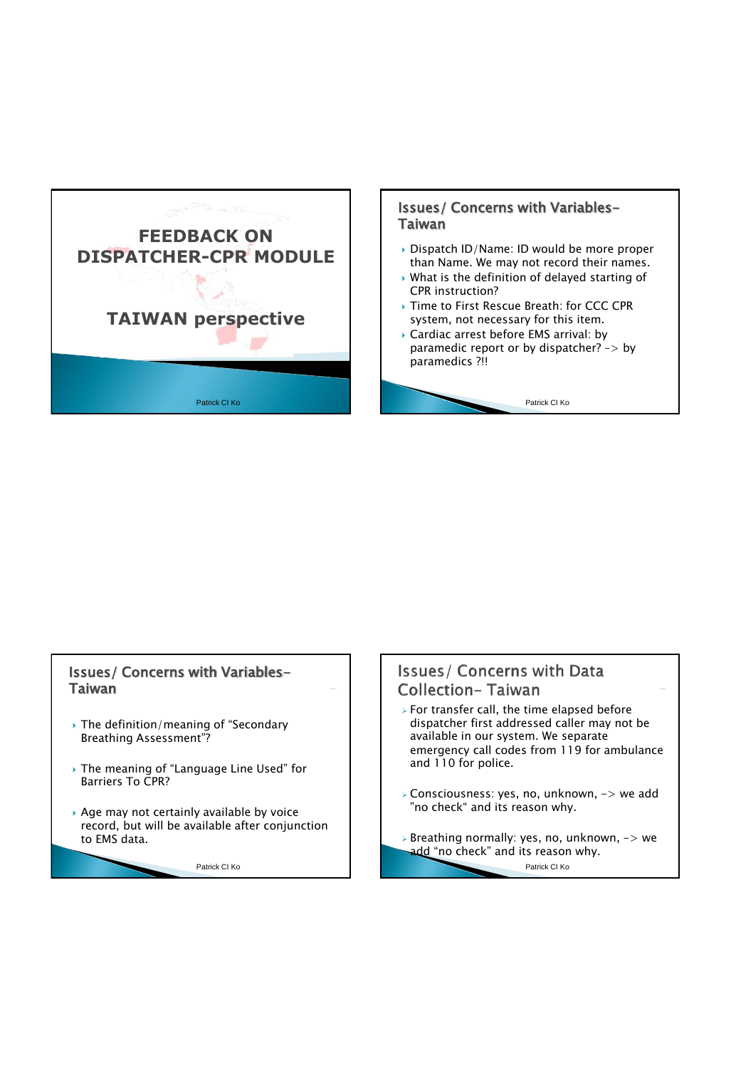# FEEDBACK ON DISPATCHER-CPR MODULE

## TAIWAN perspective

Patrick CI Ko

## Issues/ Concerns with Variables- Taiwan

- Dispatch ID/Name: ID would be more proper than Name. We may not record their names.
- What is the definition of delayed starting of CPR instruction?
- Time to First Rescue Breath: for CCC CPR system, not necessary for this item.
- Cardiac arrest before EMS arrival: by paramedic report or by dispatcher? -> by paramedics ?!!

Patrick CI Ko

## Issues/ Concerns with Variables- Taiwan

- The definition/meaning of "Secondary Breathing Assessment"?
- The meaning of "Language Line Used" for Barriers To CPR?
- Age may not certainly available by voice record, but will be available after conjunction to EMS data.

Patrick CI Ko

## Issues/ Concerns with Data Collection- Taiwan

- For transfer call, the time elapsed before dispatcher first addressed caller may not be available in our system. We separate emergency call codes from 119 for ambulance and 110 for police.
- Consciousness: yes, no, unknown, -> we add "no check" and its reason why.
- Breathing normally: yes, no, unknown, -> we add "no check" and its reason why.

Patrick CI Ko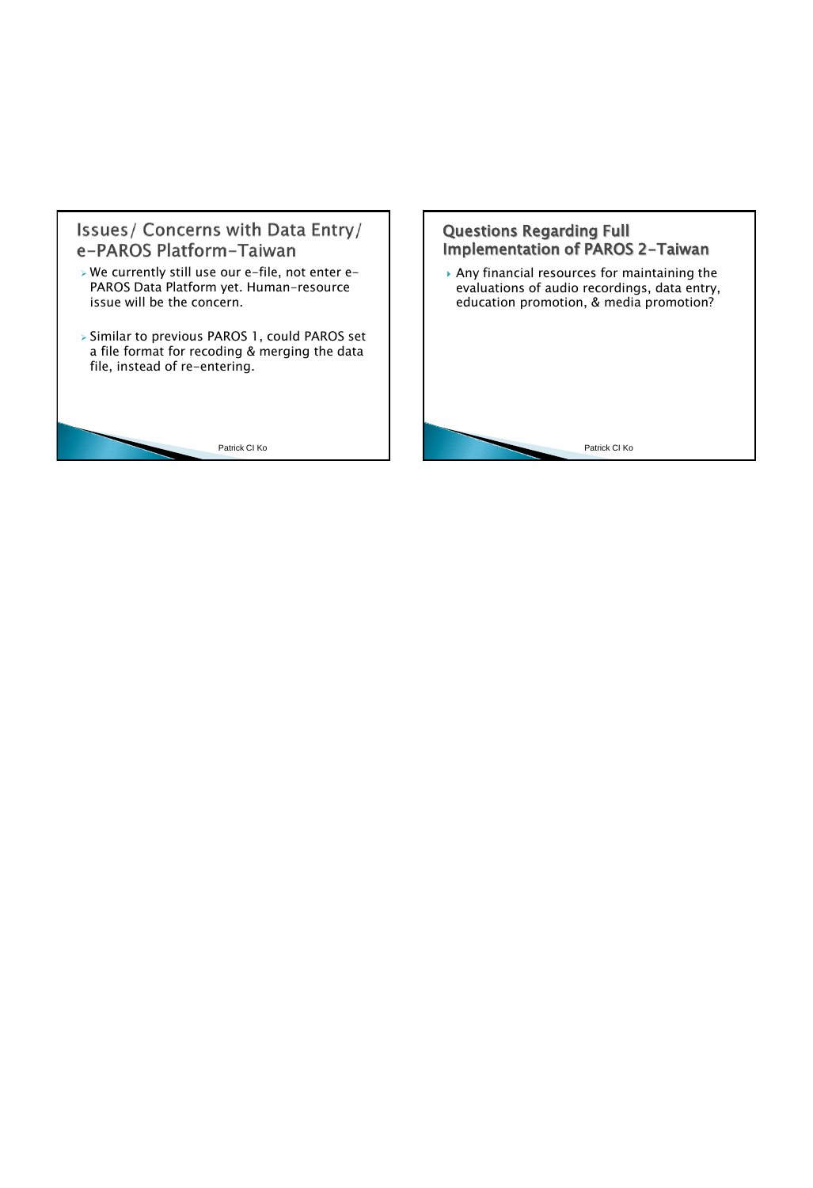## Issues/ Concerns with Data Entry/ e-PAROS Platform-Taiwan

- We currently still use our e-file, not enter e-PAROS Data Platform yet. Human-resource issue will be the concern.
- Similar to previous PAROS 1, could PAROS set a file format for recoding & merging the data file, instead of re-entering.

Patrick CI Ko

## Questions Regarding Full Implementation of PAROS 2-Taiwan

- Any financial resources for maintaining the evaluations of audio recordings, data entry, education promotion, & media promotion?

Patrick CI Ko